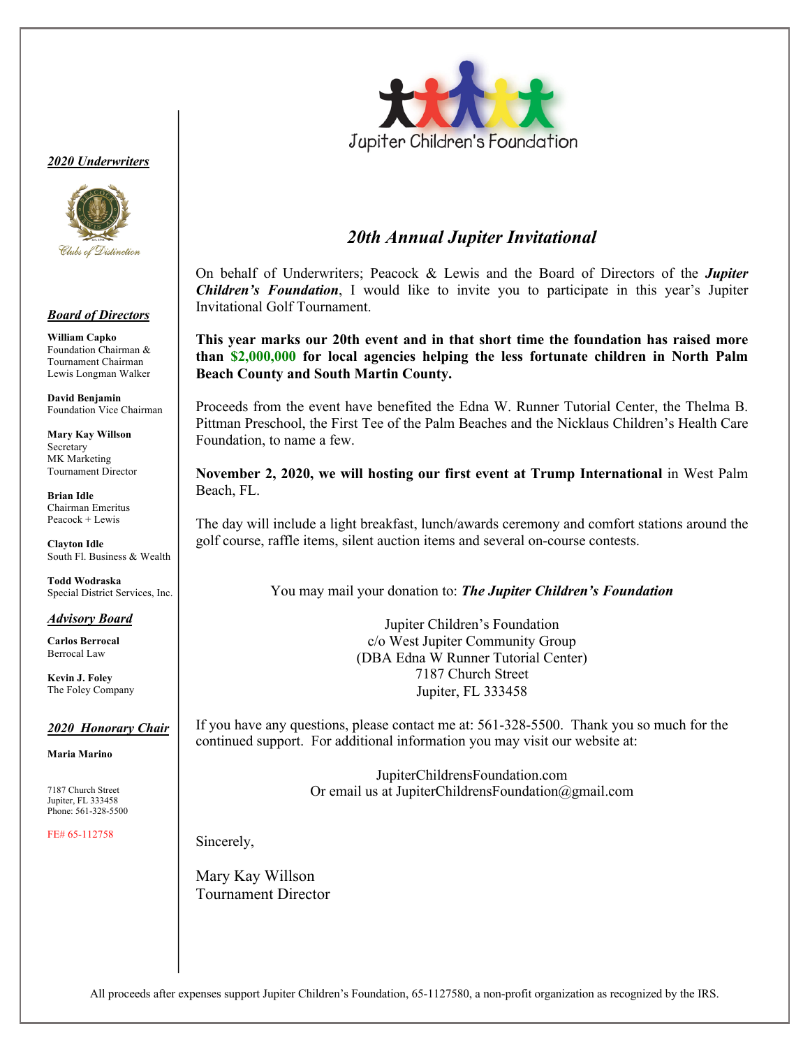Jupiter Children's Foundation

## *20th Annual Jupiter Invitational*

On behalf of Underwriters; Peacock & Lewis and the Board of Directors of the ***Jupiter Children's Foundation***, I would like to invite you to participate in this year's Jupiter Invitational Golf Tournament.

**This year marks our 20th event and in that short time the foundation has raised more than $2,000,000 for local agencies helping the less fortunate children in North Palm Beach County and South Martin County.**

Proceeds from the event have benefited the Edna W. Runner Tutorial Center, the Thelma B. Pittman Preschool, the First Tee of the Palm Beaches and the Nicklaus Children's Health Care Foundation, to name a few.

**November 2, 2020, we will hosting our first event at Trump International** in West Palm Beach, FL.

The day will include a light breakfast, lunch/awards ceremony and comfort stations around the golf course, raffle items, silent auction items and several on-course contests.

You may mail your donation to: ***The Jupiter Children's Foundation***

Jupiter Children's Foundation
c/o West Jupiter Community Group
(DBA Edna W Runner Tutorial Center)
7187 Church Street
Jupiter, FL 333458

If you have any questions, please contact me at: 561-328-5500. Thank you so much for the continued support. For additional information you may visit our website at:

JupiterChildrensFoundation.com
Or email us at JupiterChildrensFoundation@gmail.com

Sincerely,

Mary Kay Willson
Tournament Director

***2020 Underwriters***

Clubs of Distinction

***Board of Directors***

**William Capko**
Foundation Chairman &
Tournament Chairman
Lewis Longman Walker

**David Benjamin**
Foundation Vice Chairman

**Mary Kay Willson**
Secretary
MK Marketing
Tournament Director

**Brian Idle**
Chairman Emeritus
Peacock + Lewis

**Clayton Idle**
South Fl. Business & Wealth

**Todd Wodraska**
Special District Services, Inc.

***Advisory Board***

**Carlos Berrocal**
Berrocal Law

**Kevin J. Foley**
The Foley Company

***2020 Honorary Chair***

**Maria Marino**

7187 Church Street
Jupiter, FL 333458
Phone: 561-328-5500

FE# 65-112758

All proceeds after expenses support Jupiter Children's Foundation, 65-1127580, a non-profit organization as recognized by the IRS.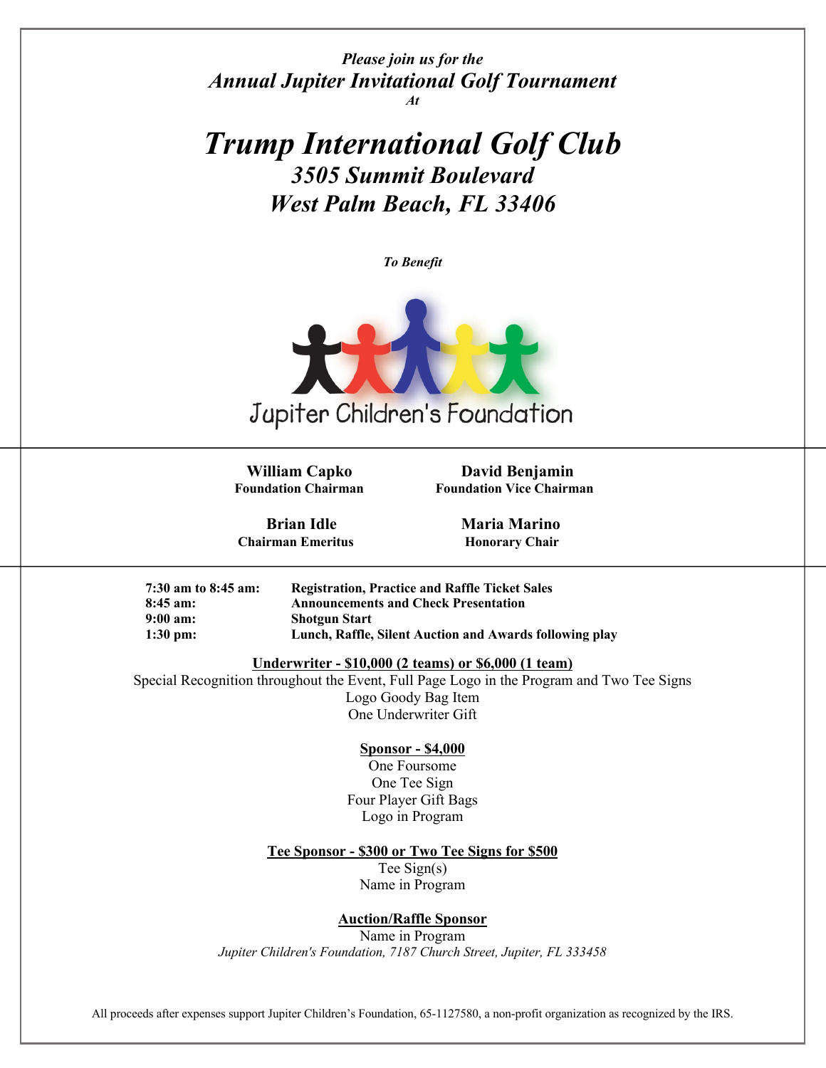*Please join us for the*

## *Annual Jupiter Invitational Golf Tournament*

*At*

# *Trump International Golf Club*

## *3505 Summit Boulevard*

## *West Palm Beach, FL 33406*

*To Benefit*

Jupiter Children's Foundation

**William Capko**
**Foundation Chairman**

**David Benjamin**
**Foundation Vice Chairman**

**Brian Idle**
**Chairman Emeritus**

**Maria Marino**
**Honorary Chair**

| | |
|---|---|
| **7:30 am to 8:45 am:** | **Registration, Practice and Raffle Ticket Sales** |
| **8:45 am:** | **Announcements and Check Presentation** |
| **9:00 am:** | **Shotgun Start** |
| **1:30 pm:** | **Lunch, Raffle, Silent Auction and Awards following play** |

**Underwriter - $10,000 (2 teams) or $6,000 (1 team)**

Special Recognition throughout the Event, Full Page Logo in the Program and Two Tee Signs
Logo Goody Bag Item
One Underwriter Gift

**Sponsor - $4,000**

One Foursome
One Tee Sign
Four Player Gift Bags
Logo in Program

**Tee Sponsor - $300 or Two Tee Signs for $500**

Tee Sign(s)
Name in Program

**Auction/Raffle Sponsor**

Name in Program

*Jupiter Children's Foundation, 7187 Church Street, Jupiter, FL 333458*

All proceeds after expenses support Jupiter Children's Foundation, 65-1127580, a non-profit organization as recognized by the IRS.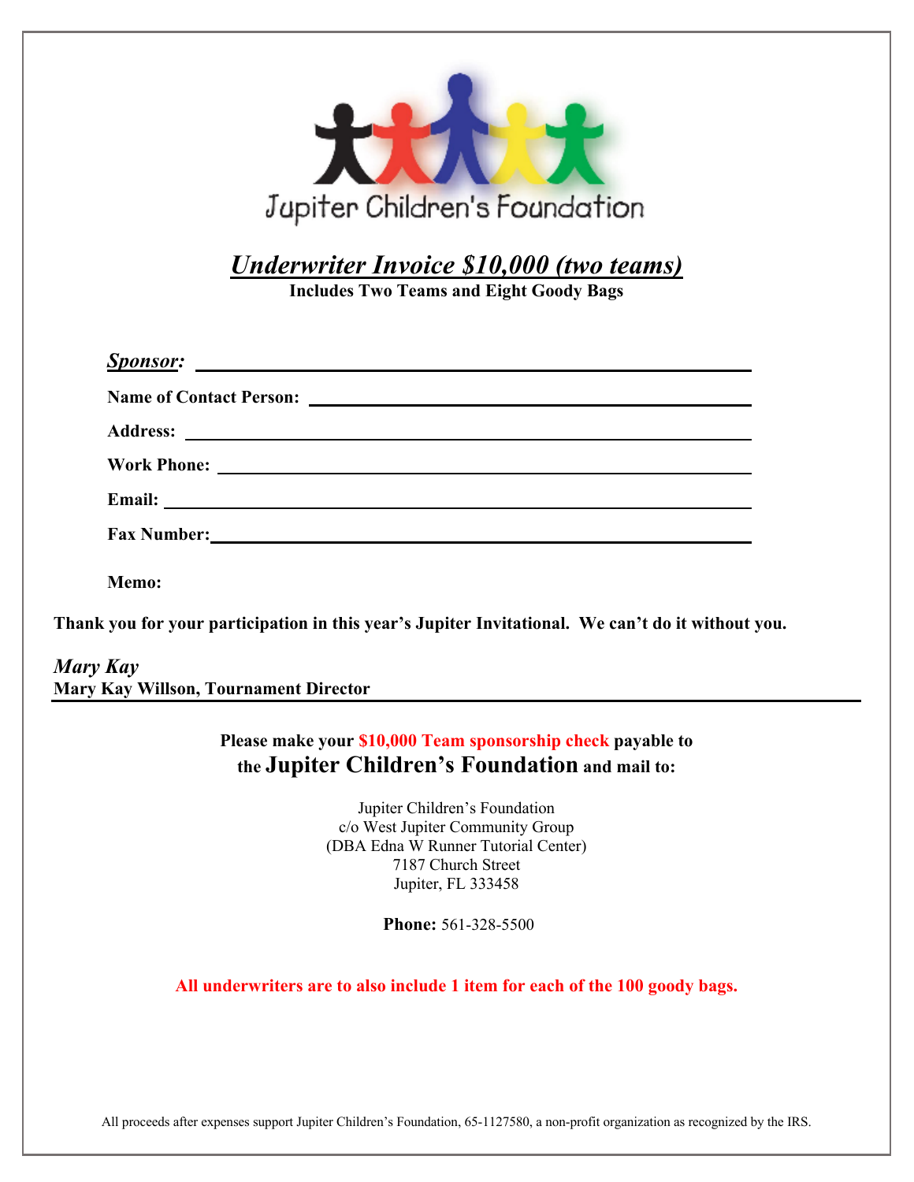Jupiter Children's Foundation

# ***Underwriter Invoice $10,000 (two teams)***

**Includes Two Teams and Eight Goody Bags**

***Sponsor:*** ______________________________________________

**Name of Contact Person:** ______________________________________________

**Address:** ______________________________________________

**Work Phone:** ______________________________________________

**Email:** ______________________________________________

**Fax Number:** ______________________________________________

**Memo:**

**Thank you for your participation in this year's Jupiter Invitational. We can't do it without you.**

*Mary Kay*
**Mary Kay Willson, Tournament Director**

---

**Please make your $10,000 Team sponsorship check payable to the Jupiter Children's Foundation and mail to:**

Jupiter Children's Foundation
c/o West Jupiter Community Group
(DBA Edna W Runner Tutorial Center)
7187 Church Street
Jupiter, FL 333458

**Phone:** 561-328-5500

**All underwriters are to also include 1 item for each of the 100 goody bags.**

All proceeds after expenses support Jupiter Children's Foundation, 65-1127580, a non-profit organization as recognized by the IRS.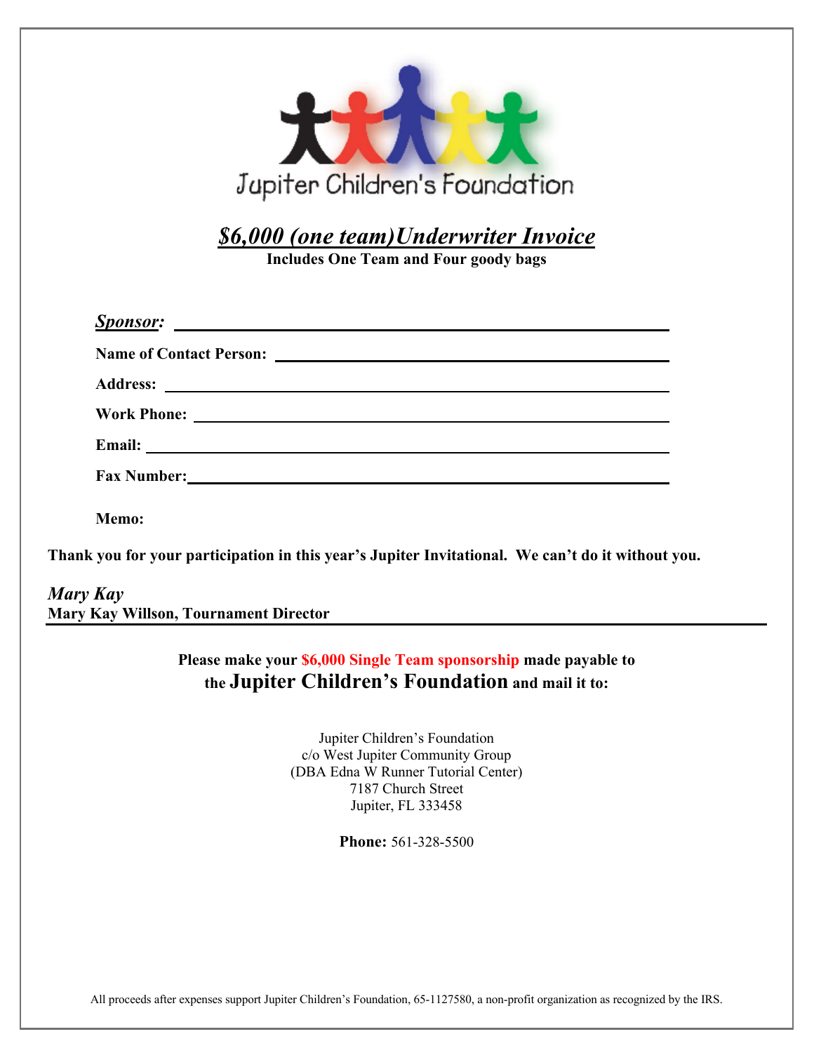Jupiter Children's Foundation

# *$6,000 (one team)Underwriter Invoice*

**Includes One Team and Four goody bags**

***Sponsor:*** ______________________________

**Name of Contact Person:** ______________________________

**Address:** ______________________________

**Work Phone:** ______________________________

**Email:** ______________________________

**Fax Number:** ______________________________

**Memo:**

**Thank you for your participation in this year's Jupiter Invitational. We can't do it without you.**

*Mary Kay*
**Mary Kay Willson, Tournament Director**

---

**Please make your $6,000 Single Team sponsorship made payable to the Jupiter Children's Foundation and mail it to:**

Jupiter Children's Foundation
c/o West Jupiter Community Group
(DBA Edna W Runner Tutorial Center)
7187 Church Street
Jupiter, FL 333458

**Phone:** 561-328-5500

All proceeds after expenses support Jupiter Children's Foundation, 65-1127580, a non-profit organization as recognized by the IRS.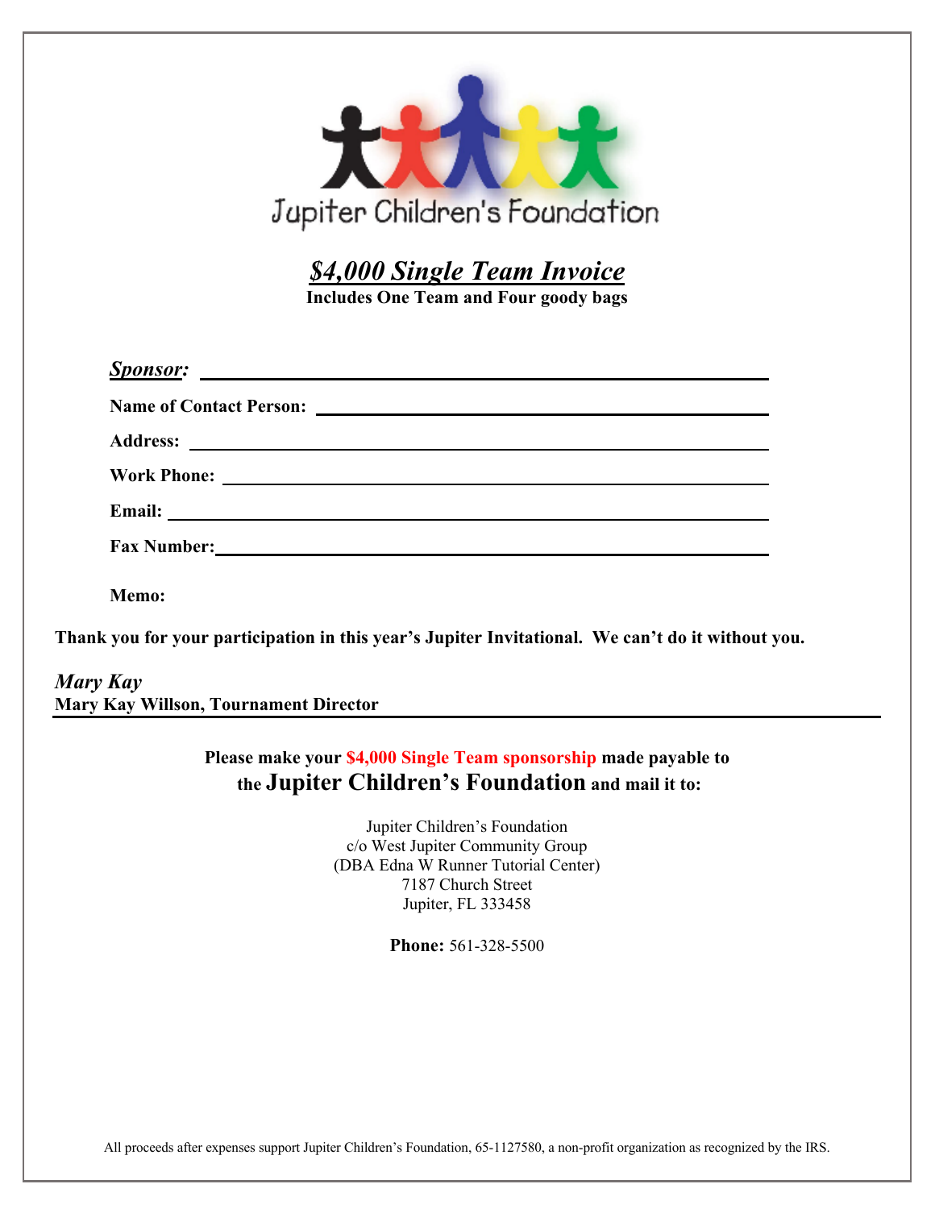Jupiter Children's Foundation

# ***$4,000 Single Team Invoice***

**Includes One Team and Four goody bags**

***Sponsor:*** ______________________________________________

**Name of Contact Person:** ______________________________________________

**Address:** ______________________________________________

**Work Phone:** ______________________________________________

**Email:** ______________________________________________

**Fax Number:** ______________________________________________

**Memo:**

**Thank you for your participation in this year's Jupiter Invitational. We can't do it without you.**

*Mary Kay*
**Mary Kay Willson, Tournament Director**

---

**Please make your $4,000 Single Team sponsorship made payable to the Jupiter Children's Foundation and mail it to:**

Jupiter Children's Foundation
c/o West Jupiter Community Group
(DBA Edna W Runner Tutorial Center)
7187 Church Street
Jupiter, FL 333458

**Phone:** 561-328-5500

All proceeds after expenses support Jupiter Children's Foundation, 65-1127580, a non-profit organization as recognized by the IRS.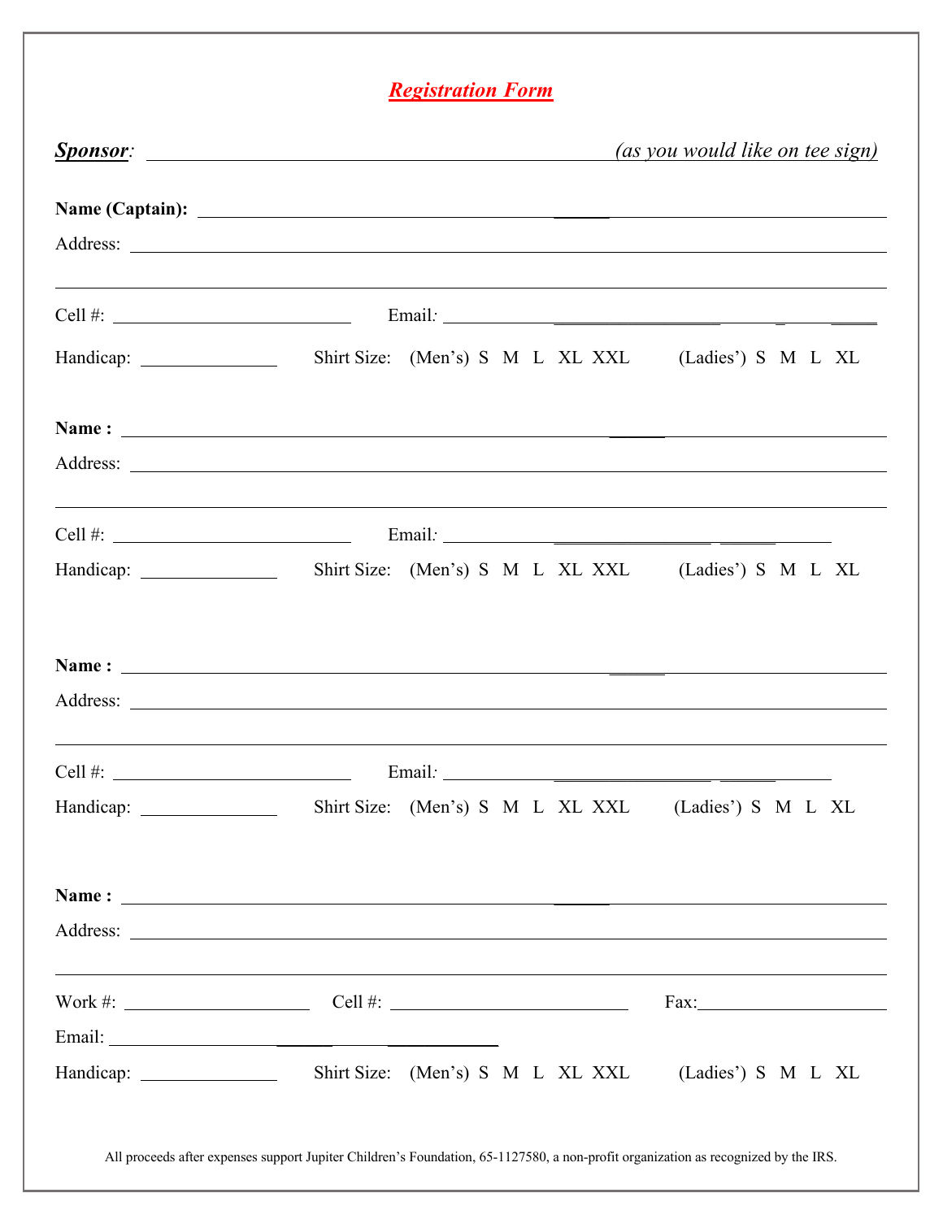# ***Registration Form***

***Sponsor***: \_\_\_\_\_\_\_\_\_\_\_\_\_\_\_\_\_\_\_\_\_\_\_\_\_\_\_\_\_\_\_\_\_\_\_\_\_\_\_\_\_\_\_\_ *(as you would like on tee sign)*

**Name (Captain):** \_\_\_\_\_\_\_\_\_\_\_\_\_\_\_\_\_\_\_\_\_\_\_\_\_\_\_\_\_\_\_\_\_\_\_\_\_\_\_\_\_\_\_\_\_\_\_\_\_\_\_\_\_\_\_\_

Address: \_\_\_\_\_\_\_\_\_\_\_\_\_\_\_\_\_\_\_\_\_\_\_\_\_\_\_\_\_\_\_\_\_\_\_\_\_\_\_\_\_\_\_\_\_\_\_\_\_\_\_\_\_\_\_\_\_\_\_\_\_\_\_\_

\_\_\_\_\_\_\_\_\_\_\_\_\_\_\_\_\_\_\_\_\_\_\_\_\_\_\_\_\_\_\_\_\_\_\_\_\_\_\_\_\_\_\_\_\_\_\_\_\_\_\_\_\_\_\_\_\_\_\_\_\_\_\_\_\_\_\_\_\_\_\_\_

Cell #: \_\_\_\_\_\_\_\_\_\_\_\_\_\_\_\_\_\_\_\_ Email: \_\_\_\_\_\_\_\_\_\_\_\_\_\_\_\_\_\_\_\_\_\_\_\_\_\_\_\_\_\_\_\_\_\_\_\_

Handicap: \_\_\_\_\_\_\_\_\_\_\_ Shirt Size: (Men's) S M L XL XXL (Ladies') S M L XL

**Name :** \_\_\_\_\_\_\_\_\_\_\_\_\_\_\_\_\_\_\_\_\_\_\_\_\_\_\_\_\_\_\_\_\_\_\_\_\_\_\_\_\_\_\_\_\_\_\_\_\_\_\_\_\_\_\_\_\_\_\_\_\_\_\_\_

Address: \_\_\_\_\_\_\_\_\_\_\_\_\_\_\_\_\_\_\_\_\_\_\_\_\_\_\_\_\_\_\_\_\_\_\_\_\_\_\_\_\_\_\_\_\_\_\_\_\_\_\_\_\_\_\_\_\_\_\_\_\_\_\_\_

\_\_\_\_\_\_\_\_\_\_\_\_\_\_\_\_\_\_\_\_\_\_\_\_\_\_\_\_\_\_\_\_\_\_\_\_\_\_\_\_\_\_\_\_\_\_\_\_\_\_\_\_\_\_\_\_\_\_\_\_\_\_\_\_\_\_\_\_\_\_\_\_

Cell #: \_\_\_\_\_\_\_\_\_\_\_\_\_\_\_\_\_\_\_\_ Email: \_\_\_\_\_\_\_\_\_\_\_\_\_\_\_\_\_\_\_\_\_\_\_\_\_\_\_\_\_\_\_\_\_\_\_\_

Handicap: \_\_\_\_\_\_\_\_\_\_\_ Shirt Size: (Men's) S M L XL XXL (Ladies') S M L XL

**Name :** \_\_\_\_\_\_\_\_\_\_\_\_\_\_\_\_\_\_\_\_\_\_\_\_\_\_\_\_\_\_\_\_\_\_\_\_\_\_\_\_\_\_\_\_\_\_\_\_\_\_\_\_\_\_\_\_\_\_\_\_\_\_\_\_

Address: \_\_\_\_\_\_\_\_\_\_\_\_\_\_\_\_\_\_\_\_\_\_\_\_\_\_\_\_\_\_\_\_\_\_\_\_\_\_\_\_\_\_\_\_\_\_\_\_\_\_\_\_\_\_\_\_\_\_\_\_\_\_\_\_

\_\_\_\_\_\_\_\_\_\_\_\_\_\_\_\_\_\_\_\_\_\_\_\_\_\_\_\_\_\_\_\_\_\_\_\_\_\_\_\_\_\_\_\_\_\_\_\_\_\_\_\_\_\_\_\_\_\_\_\_\_\_\_\_\_\_\_\_\_\_\_\_

Cell #: \_\_\_\_\_\_\_\_\_\_\_\_\_\_\_\_\_\_\_\_ Email: \_\_\_\_\_\_\_\_\_\_\_\_\_\_\_\_\_\_\_\_\_\_\_\_\_\_\_\_\_\_\_\_\_\_\_\_

Handicap: \_\_\_\_\_\_\_\_\_\_\_ Shirt Size: (Men's) S M L XL XXL (Ladies') S M L XL

**Name :** \_\_\_\_\_\_\_\_\_\_\_\_\_\_\_\_\_\_\_\_\_\_\_\_\_\_\_\_\_\_\_\_\_\_\_\_\_\_\_\_\_\_\_\_\_\_\_\_\_\_\_\_\_\_\_\_\_\_\_\_\_\_\_\_

Address: \_\_\_\_\_\_\_\_\_\_\_\_\_\_\_\_\_\_\_\_\_\_\_\_\_\_\_\_\_\_\_\_\_\_\_\_\_\_\_\_\_\_\_\_\_\_\_\_\_\_\_\_\_\_\_\_\_\_\_\_\_\_\_\_

\_\_\_\_\_\_\_\_\_\_\_\_\_\_\_\_\_\_\_\_\_\_\_\_\_\_\_\_\_\_\_\_\_\_\_\_\_\_\_\_\_\_\_\_\_\_\_\_\_\_\_\_\_\_\_\_\_\_\_\_\_\_\_\_\_\_\_\_\_\_\_\_

Work #: \_\_\_\_\_\_\_\_\_\_\_\_\_\_\_ Cell #: \_\_\_\_\_\_\_\_\_\_\_\_\_\_\_\_\_\_\_\_ Fax: \_\_\_\_\_\_\_\_\_\_\_\_\_\_\_

Email: \_\_\_\_\_\_\_\_\_\_\_\_\_\_\_\_\_\_\_\_\_\_\_\_\_\_\_\_\_\_\_\_\_\_\_\_

Handicap: \_\_\_\_\_\_\_\_\_\_\_ Shirt Size: (Men's) S M L XL XXL (Ladies') S M L XL

All proceeds after expenses support Jupiter Children's Foundation, 65-1127580, a non-profit organization as recognized by the IRS.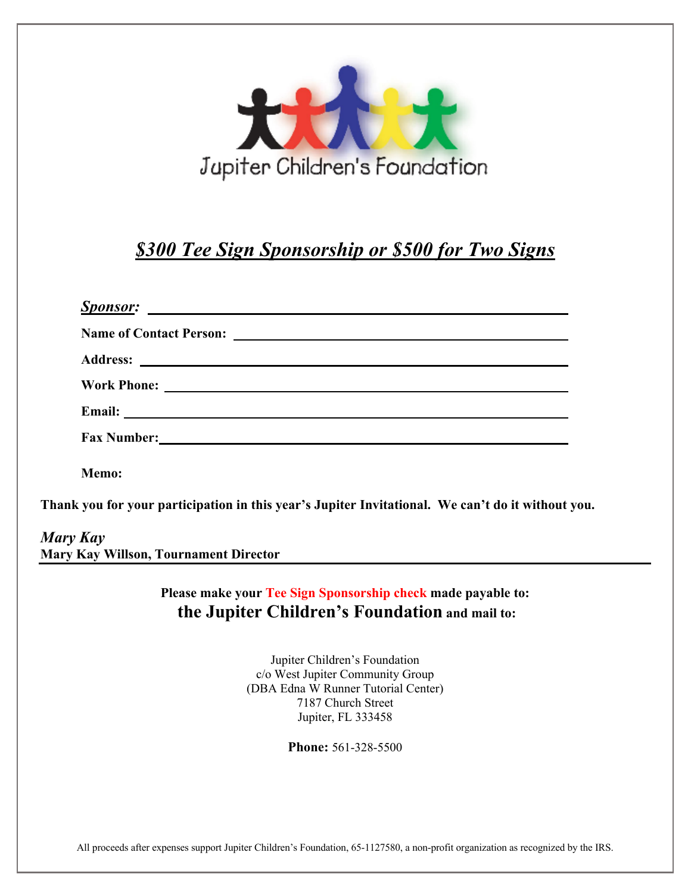Jupiter Children's Foundation

## *$300 Tee Sign Sponsorship or $500 for Two Signs*

***Sponsor:*** \_\_\_\_\_\_\_\_\_\_\_\_\_\_\_\_\_\_\_\_\_\_\_\_\_\_\_\_\_\_\_\_\_\_\_\_\_\_\_\_

**Name of Contact Person:** \_\_\_\_\_\_\_\_\_\_\_\_\_\_\_\_\_\_\_\_\_\_\_\_\_\_\_\_\_\_

**Address:** \_\_\_\_\_\_\_\_\_\_\_\_\_\_\_\_\_\_\_\_\_\_\_\_\_\_\_\_\_\_\_\_\_\_\_\_\_\_\_\_

**Work Phone:** \_\_\_\_\_\_\_\_\_\_\_\_\_\_\_\_\_\_\_\_\_\_\_\_\_\_\_\_\_\_\_\_\_\_\_\_\_\_

**Email:** \_\_\_\_\_\_\_\_\_\_\_\_\_\_\_\_\_\_\_\_\_\_\_\_\_\_\_\_\_\_\_\_\_\_\_\_\_\_\_\_\_\_

**Fax Number:** \_\_\_\_\_\_\_\_\_\_\_\_\_\_\_\_\_\_\_\_\_\_\_\_\_\_\_\_\_\_\_\_\_\_\_\_\_\_

**Memo:**

**Thank you for your participation in this year's Jupiter Invitational. We can't do it without you.**

*Mary Kay*
**Mary Kay Willson, Tournament Director**

---

**Please make your Tee Sign Sponsorship check made payable to:**
**the Jupiter Children's Foundation and mail to:**

Jupiter Children's Foundation
c/o West Jupiter Community Group
(DBA Edna W Runner Tutorial Center)
7187 Church Street
Jupiter, FL 333458

**Phone:** 561-328-5500

All proceeds after expenses support Jupiter Children's Foundation, 65-1127580, a non-profit organization as recognized by the IRS.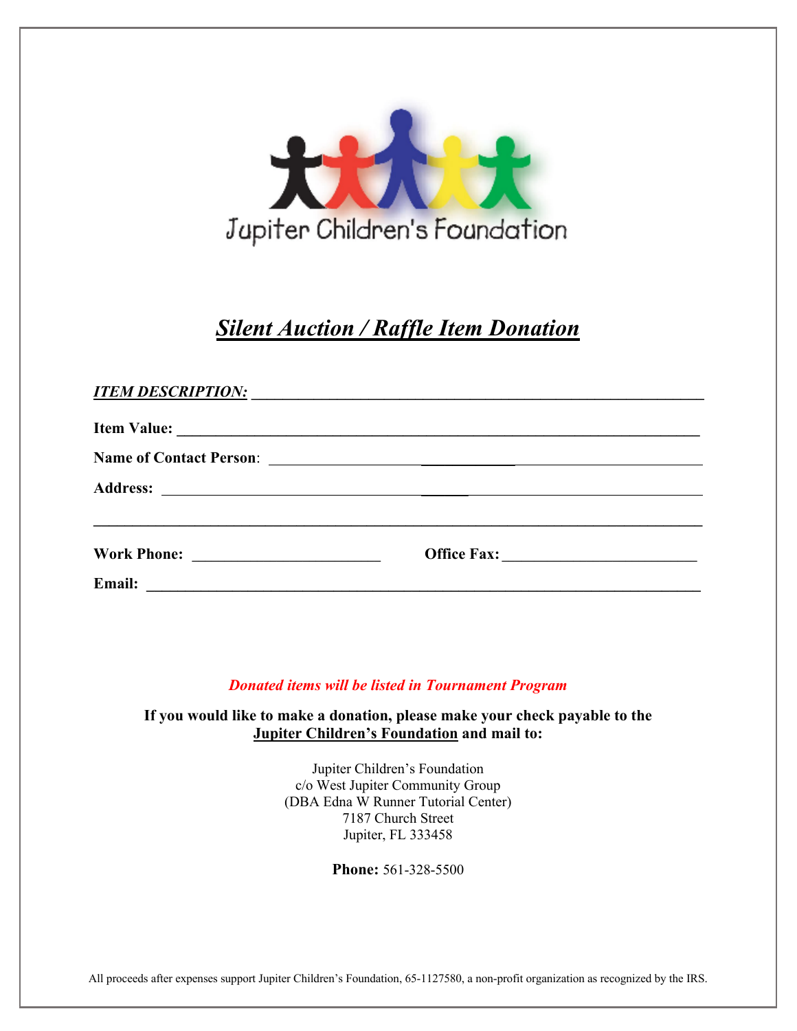Jupiter Children's Foundation

# *Silent Auction / Raffle Item Donation*

***ITEM DESCRIPTION:*** ____________________________________________________________

**Item Value:** ____________________________________________________________

**Name of Contact Person**: ____________________________________________________

**Address:** ____________________________________________________________

____________________________________________________________________________

**Work Phone:** ________________________ **Office Fax:** ________________________

**Email:** ____________________________________________________________

***Donated items will be listed in Tournament Program***

**If you would like to make a donation, please make your check payable to the Jupiter Children's Foundation and mail to:**

Jupiter Children's Foundation
c/o West Jupiter Community Group
(DBA Edna W Runner Tutorial Center)
7187 Church Street
Jupiter, FL 333458

**Phone:** 561-328-5500

All proceeds after expenses support Jupiter Children's Foundation, 65-1127580, a non-profit organization as recognized by the IRS.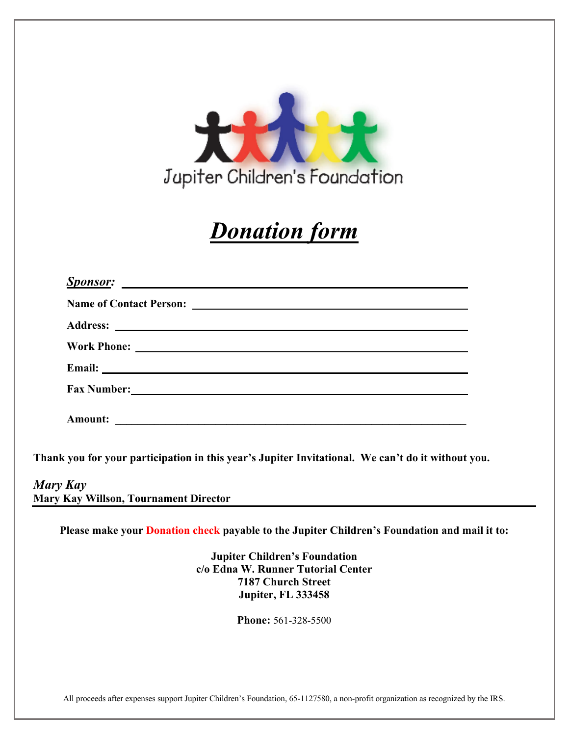Jupiter Children's Foundation

# *Donation form*

***Sponsor:*** ______________________________________________

**Name of Contact Person:** ______________________________________________

**Address:** ______________________________________________

**Work Phone:** ______________________________________________

**Email:** ______________________________________________

**Fax Number:** ______________________________________________

**Amount:** ______________________________________________

**Thank you for your participation in this year's Jupiter Invitational. We can't do it without you.**

*Mary Kay*
**Mary Kay Willson, Tournament Director**

**Please make your Donation check payable to the Jupiter Children's Foundation and mail it to:**

**Jupiter Children's Foundation**
**c/o Edna W. Runner Tutorial Center**
**7187 Church Street**
**Jupiter, FL 333458**

**Phone:** 561-328-5500

All proceeds after expenses support Jupiter Children's Foundation, 65-1127580, a non-profit organization as recognized by the IRS.